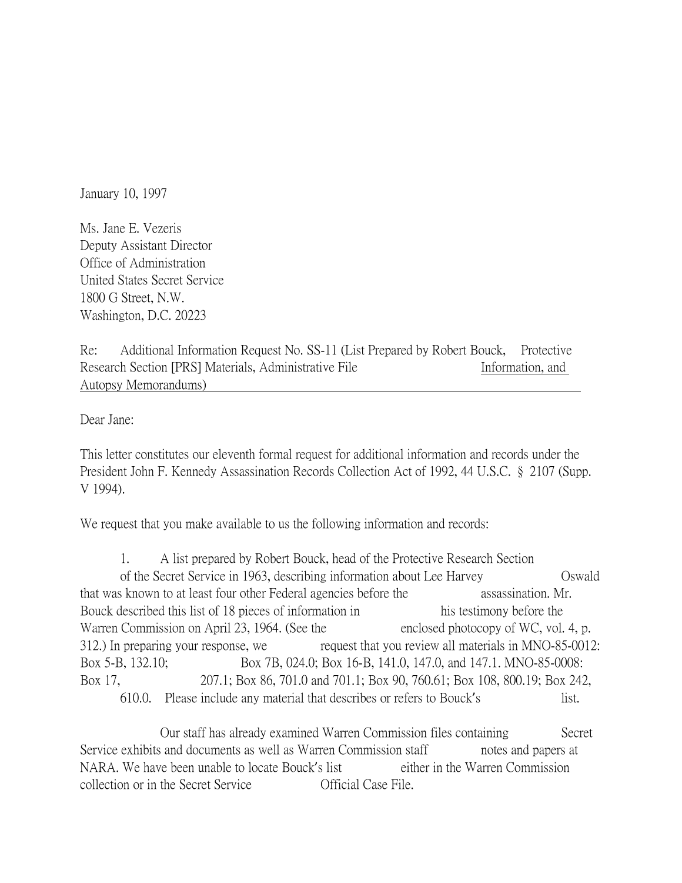January 10, 1997

Ms. Jane E. Vezeris
Deputy Assistant Director
Office of Administration
United States Secret Service
1800 G Street, N.W.
Washington, D.C. 20223

Re: Additional Information Request No. SS-11 (List Prepared by Robert Bouck, Protective Research Section [PRS] Materials, Administrative File Information, and Autopsy Memorandums)

Dear Jane:

This letter constitutes our eleventh formal request for additional information and records under the President John F. Kennedy Assassination Records Collection Act of 1992, 44 U.S.C. § 2107 (Supp. V 1994).

We request that you make available to us the following information and records:

1. A list prepared by Robert Bouck, head of the Protective Research Section of the Secret Service in 1963, describing information about Lee Harvey Oswald that was known to at least four other Federal agencies before the assassination. Mr. Bouck described this list of 18 pieces of information in his testimony before the Warren Commission on April 23, 1964. (See the enclosed photocopy of WC, vol. 4, p. 312.) In preparing your response, we request that you review all materials in MNO-85-0012: Box 5-B, 132.10; Box 7B, 024.0; Box 16-B, 141.0, 147.0, and 147.1. MNO-85-0008: Box 17, 207.1; Box 86, 701.0 and 701.1; Box 90, 760.61; Box 108, 800.19; Box 242, 610.0. Please include any material that describes or refers to Bouck's list.

Our staff has already examined Warren Commission files containing Secret Service exhibits and documents as well as Warren Commission staff notes and papers at NARA. We have been unable to locate Bouck's list either in the Warren Commission collection or in the Secret Service Official Case File.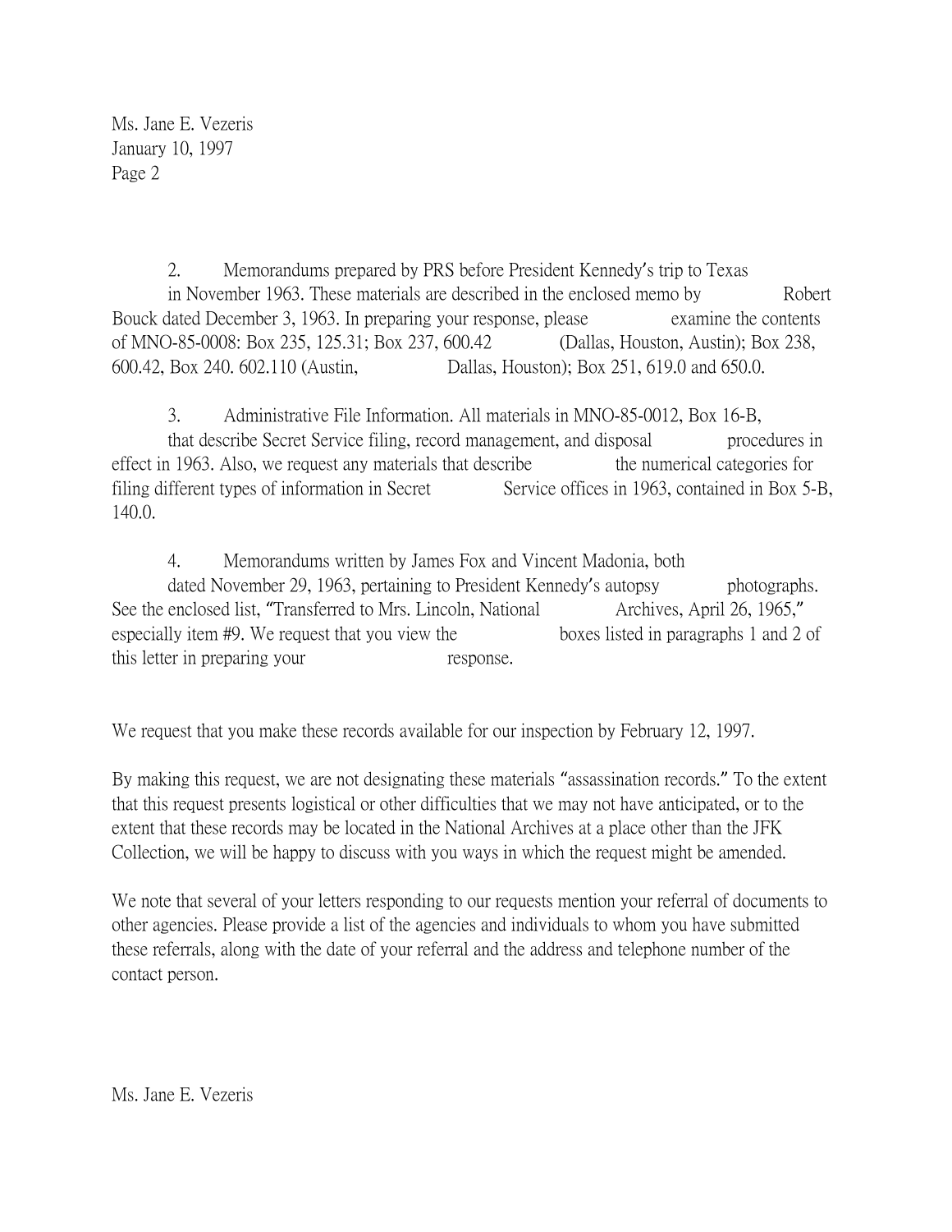2. Memorandums prepared by PRS before President Kennedy's trip to Texas in November 1963. These materials are described in the enclosed memo by Robert Bouck dated December 3, 1963. In preparing your response, please examine the contents of MNO-85-0008: Box 235, 125.31; Box 237, 600.42 (Dallas, Houston, Austin); Box 238, 600.42, Box 240. 602.110 (Austin, Dallas, Houston); Box 251, 619.0 and 650.0.

3. Administrative File Information. All materials in MNO-85-0012, Box 16-B, that describe Secret Service filing, record management, and disposal procedures in effect in 1963. Also, we request any materials that describe the numerical categories for filing different types of information in Secret Service offices in 1963, contained in Box 5-B, 140.0.

4. Memorandums written by James Fox and Vincent Madonia, both dated November 29, 1963, pertaining to President Kennedy's autopsy photographs. See the enclosed list, "Transferred to Mrs. Lincoln, National Archives, April 26, 1965," especially item #9. We request that you view the boxes listed in paragraphs 1 and 2 of this letter in preparing your response.

We request that you make these records available for our inspection by February 12, 1997.

By making this request, we are not designating these materials "assassination records." To the extent that this request presents logistical or other difficulties that we may not have anticipated, or to the extent that these records may be located in the National Archives at a place other than the JFK Collection, we will be happy to discuss with you ways in which the request might be amended.

We note that several of your letters responding to our requests mention your referral of documents to other agencies. Please provide a list of the agencies and individuals to whom you have submitted these referrals, along with the date of your referral and the address and telephone number of the contact person.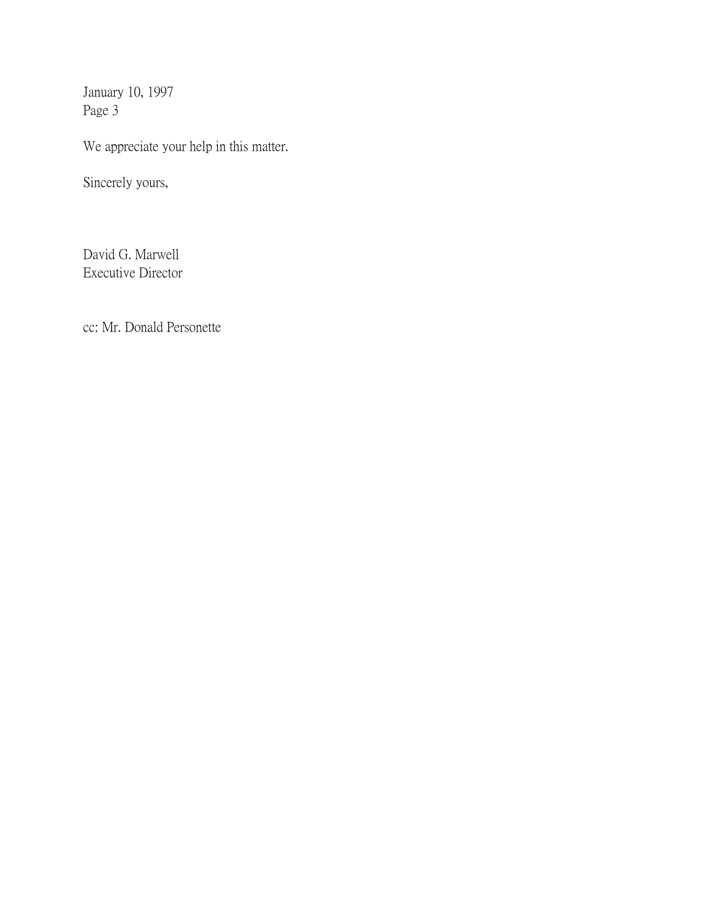We appreciate your help in this matter.

Sincerely yours,

David G. Marwell  
Executive Director

cc: Mr. Donald Personette